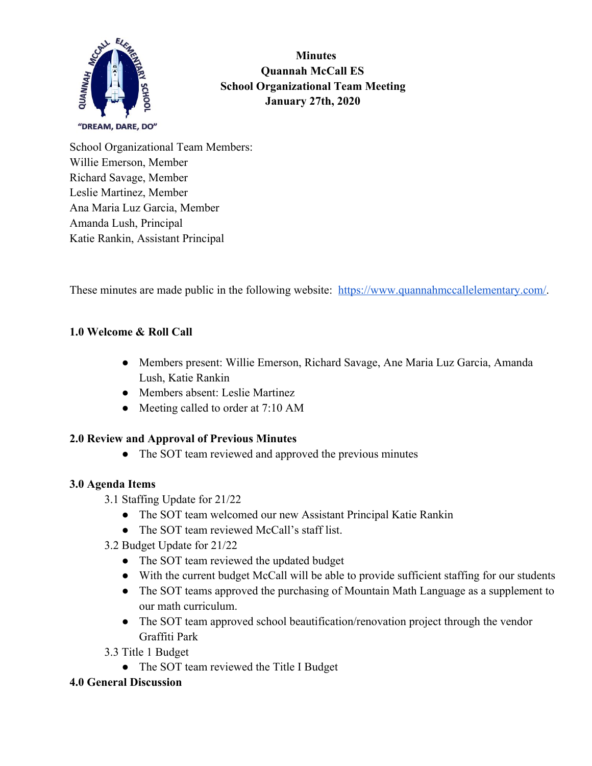**Minutes**
**Quannah McCall ES**
**School Organizational Team Meeting**
**January 27th, 2020**

School Organizational Team Members:
Willie Emerson, Member
Richard Savage, Member
Leslie Martinez, Member
Ana Maria Luz Garcia, Member
Amanda Lush, Principal
Katie Rankin, Assistant Principal

These minutes are made public in the following website: [https://www.quannahmccallelementary.com/](https://www.quannahmccallelementary.com/).

## 1.0 Welcome & Roll Call

- Members present: Willie Emerson, Richard Savage, Ane Maria Luz Garcia, Amanda Lush, Katie Rankin
- Members absent: Leslie Martinez
- Meeting called to order at 7:10 AM

## 2.0 Review and Approval of Previous Minutes

- The SOT team reviewed and approved the previous minutes

## 3.0 Agenda Items

3.1 Staffing Update for 21/22

- The SOT team welcomed our new Assistant Principal Katie Rankin
- The SOT team reviewed McCall's staff list.

3.2 Budget Update for 21/22

- The SOT team reviewed the updated budget
- With the current budget McCall will be able to provide sufficient staffing for our students
- The SOT teams approved the purchasing of Mountain Math Language as a supplement to our math curriculum.
- The SOT team approved school beautification/renovation project through the vendor Graffiti Park

3.3 Title 1 Budget

- The SOT team reviewed the Title I Budget

## 4.0 General Discussion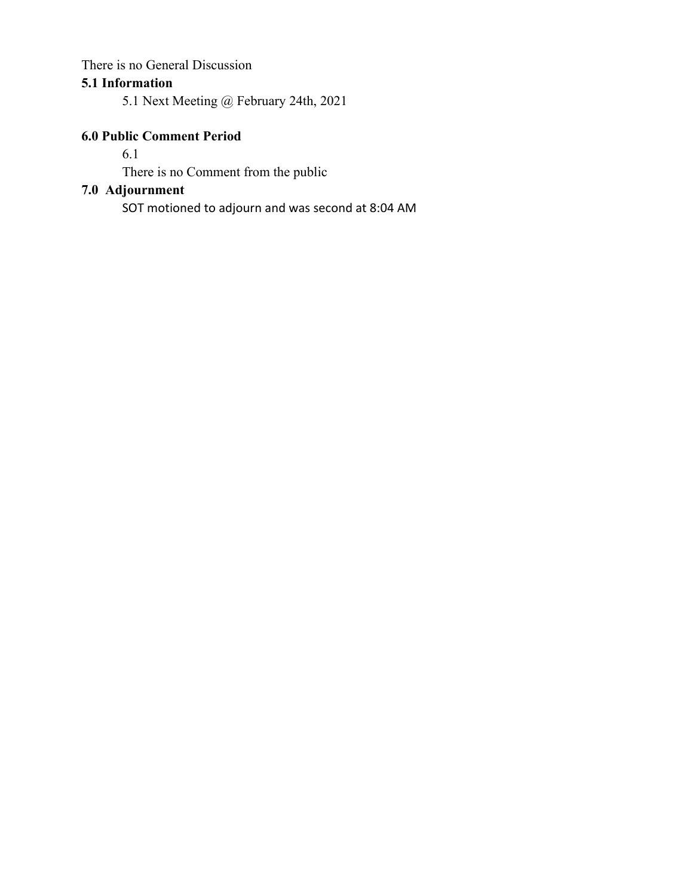There is no General Discussion

**5.1 Information**

5.1 Next Meeting @ February 24th, 2021

**6.0 Public Comment Period**

6.1

There is no Comment from the public

**7.0 Adjournment**

SOT motioned to adjourn and was second at 8:04 AM